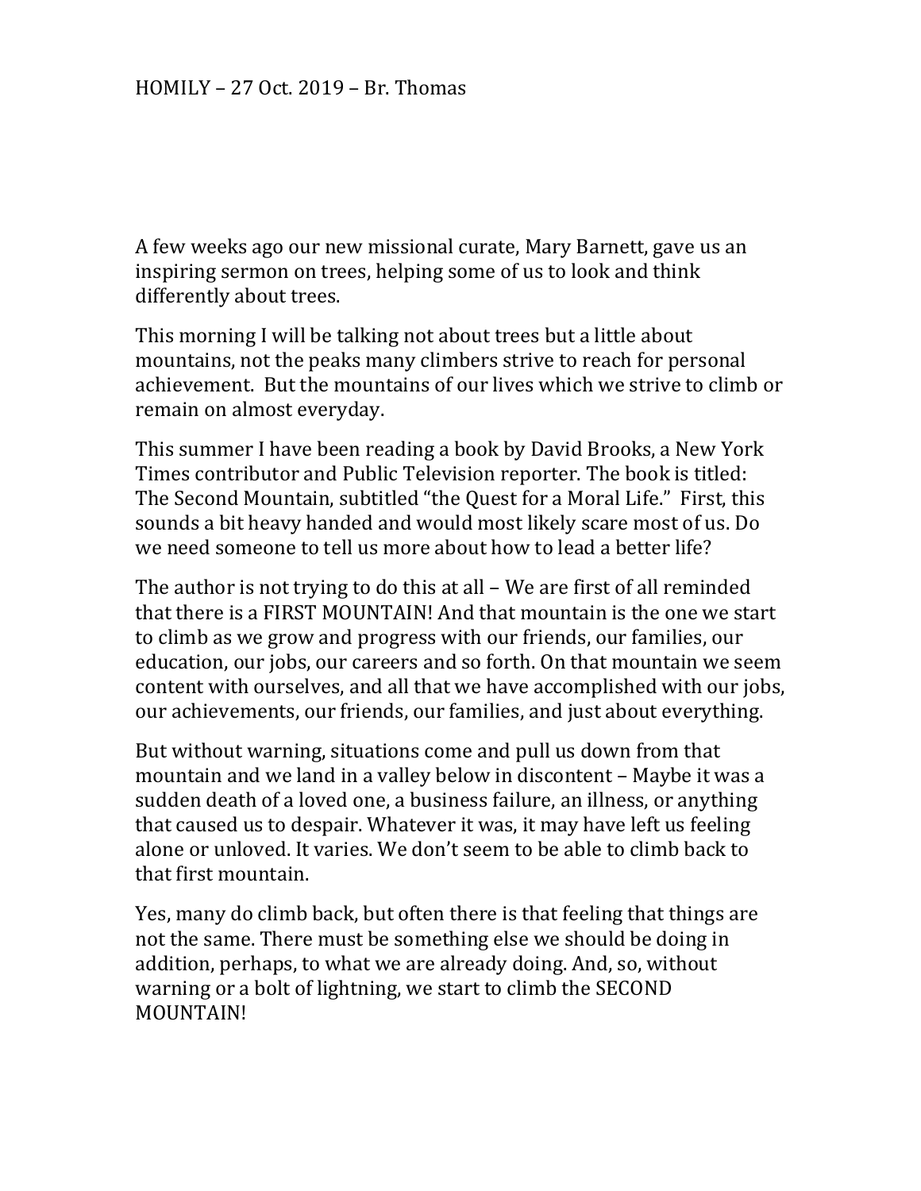HOMILY – 27 Oct. 2019 – Br. Thomas

A few weeks ago our new missional curate, Mary Barnett, gave us an inspiring sermon on trees, helping some of us to look and think differently about trees.

This morning I will be talking not about trees but a little about mountains, not the peaks many climbers strive to reach for personal achievement. But the mountains of our lives which we strive to climb or remain on almost everyday.

This summer I have been reading a book by David Brooks, a New York Times contributor and Public Television reporter. The book is titled: The Second Mountain, subtitled "the Quest for a Moral Life." First, this sounds a bit heavy handed and would most likely scare most of us. Do we need someone to tell us more about how to lead a better life?

The author is not trying to do this at all – We are first of all reminded that there is a FIRST MOUNTAIN! And that mountain is the one we start to climb as we grow and progress with our friends, our families, our education, our jobs, our careers and so forth. On that mountain we seem content with ourselves, and all that we have accomplished with our jobs, our achievements, our friends, our families, and just about everything.

But without warning, situations come and pull us down from that mountain and we land in a valley below in discontent – Maybe it was a sudden death of a loved one, a business failure, an illness, or anything that caused us to despair. Whatever it was, it may have left us feeling alone or unloved. It varies. We don't seem to be able to climb back to that first mountain.

Yes, many do climb back, but often there is that feeling that things are not the same. There must be something else we should be doing in addition, perhaps, to what we are already doing. And, so, without warning or a bolt of lightning, we start to climb the SECOND MOUNTAIN!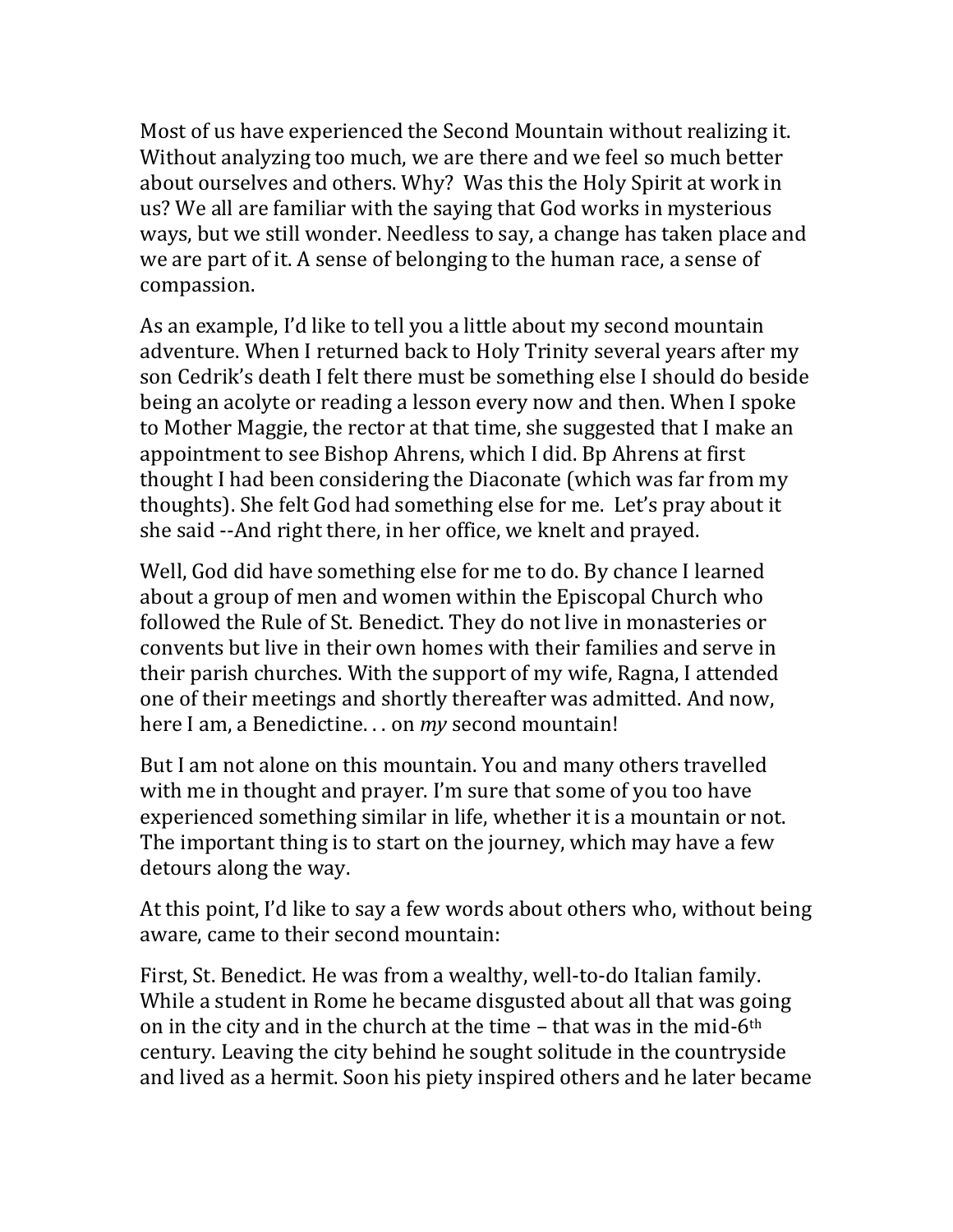Most of us have experienced the Second Mountain without realizing it. Without analyzing too much, we are there and we feel so much better about ourselves and others. Why? Was this the Holy Spirit at work in us? We all are familiar with the saying that God works in mysterious ways, but we still wonder. Needless to say, a change has taken place and we are part of it. A sense of belonging to the human race, a sense of compassion.

As an example, I'd like to tell you a little about my second mountain adventure. When I returned back to Holy Trinity several years after my son Cedrik's death I felt there must be something else I should do beside being an acolyte or reading a lesson every now and then. When I spoke to Mother Maggie, the rector at that time, she suggested that I make an appointment to see Bishop Ahrens, which I did. Bp Ahrens at first thought I had been considering the Diaconate (which was far from my thoughts). She felt God had something else for me. Let's pray about it she said --And right there, in her office, we knelt and prayed.

Well, God did have something else for me to do. By chance I learned about a group of men and women within the Episcopal Church who followed the Rule of St. Benedict. They do not live in monasteries or convents but live in their own homes with their families and serve in their parish churches. With the support of my wife, Ragna, I attended one of their meetings and shortly thereafter was admitted. And now, here I am, a Benedictine. . . on *my* second mountain!

But I am not alone on this mountain. You and many others travelled with me in thought and prayer. I'm sure that some of you too have experienced something similar in life, whether it is a mountain or not. The important thing is to start on the journey, which may have a few detours along the way.

At this point, I'd like to say a few words about others who, without being aware, came to their second mountain:

First, St. Benedict. He was from a wealthy, well-to-do Italian family. While a student in Rome he became disgusted about all that was going on in the city and in the church at the time – that was in the mid-6th century. Leaving the city behind he sought solitude in the countryside and lived as a hermit. Soon his piety inspired others and he later became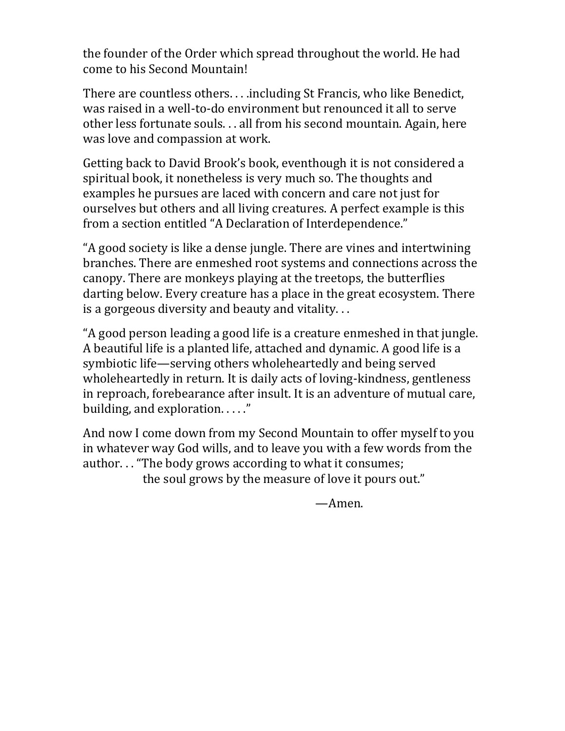the founder of the Order which spread throughout the world. He had come to his Second Mountain!

There are countless others. . . .including St Francis, who like Benedict, was raised in a well-to-do environment but renounced it all to serve other less fortunate souls. . . all from his second mountain. Again, here was love and compassion at work.

Getting back to David Brook's book, eventhough it is not considered a spiritual book, it nonetheless is very much so. The thoughts and examples he pursues are laced with concern and care not just for ourselves but others and all living creatures. A perfect example is this from a section entitled "A Declaration of Interdependence."

"A good society is like a dense jungle. There are vines and intertwining branches. There are enmeshed root systems and connections across the canopy. There are monkeys playing at the treetops, the butterflies darting below. Every creature has a place in the great ecosystem. There is a gorgeous diversity and beauty and vitality. . .

"A good person leading a good life is a creature enmeshed in that jungle. A beautiful life is a planted life, attached and dynamic. A good life is a symbiotic life—serving others wholeheartedly and being served wholeheartedly in return. It is daily acts of loving-kindness, gentleness in reproach, forebearance after insult. It is an adventure of mutual care, building, and exploration. . . . ."

And now I come down from my Second Mountain to offer myself to you in whatever way God wills, and to leave you with a few words from the author. . . "The body grows according to what it consumes;
the soul grows by the measure of love it pours out."

—Amen.